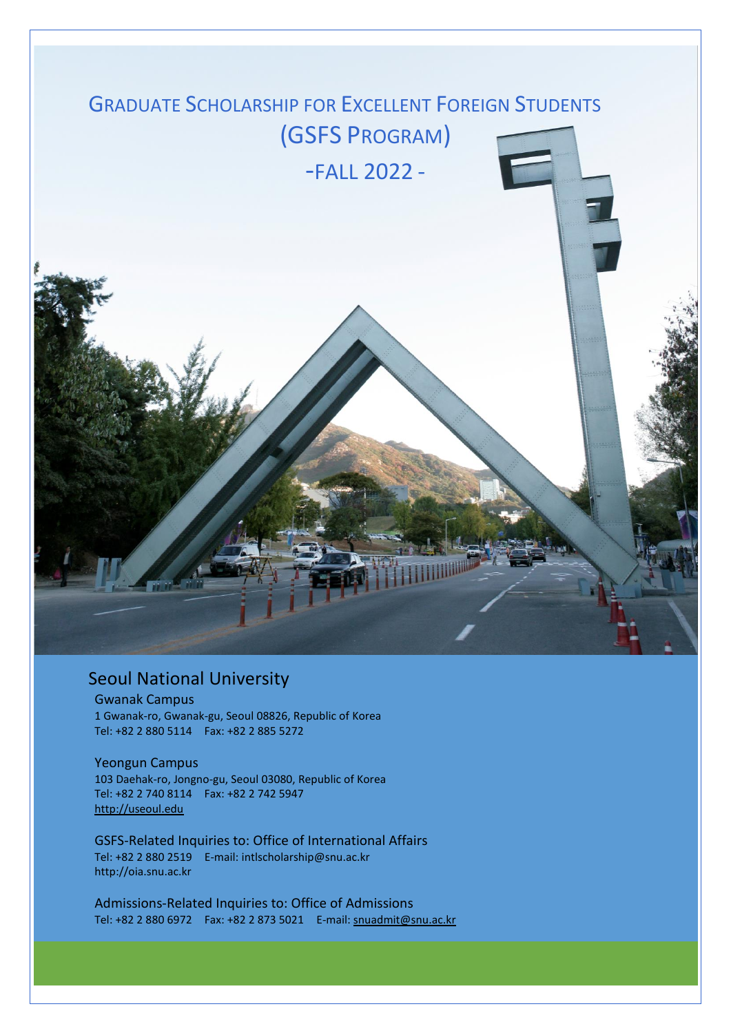# Graduate Scholarship for Excellent Foreign Students
# (GSFS Program)
# -Fall 2022 -

## Seoul National University

Gwanak Campus
1 Gwanak-ro, Gwanak-gu, Seoul 08826, Republic of Korea
Tel: +82 2 880 5114 Fax: +82 2 885 5272

Yeongun Campus
103 Daehak-ro, Jongno-gu, Seoul 03080, Republic of Korea
Tel: +82 2 740 8114 Fax: +82 2 742 5947
http://useoul.edu

GSFS-Related Inquiries to: Office of International Affairs
Tel: +82 2 880 2519 E-mail: intlscholarship@snu.ac.kr
http://oia.snu.ac.kr

Admissions-Related Inquiries to: Office of Admissions
Tel: +82 2 880 6972 Fax: +82 2 873 5021 E-mail: snuadmit@snu.ac.kr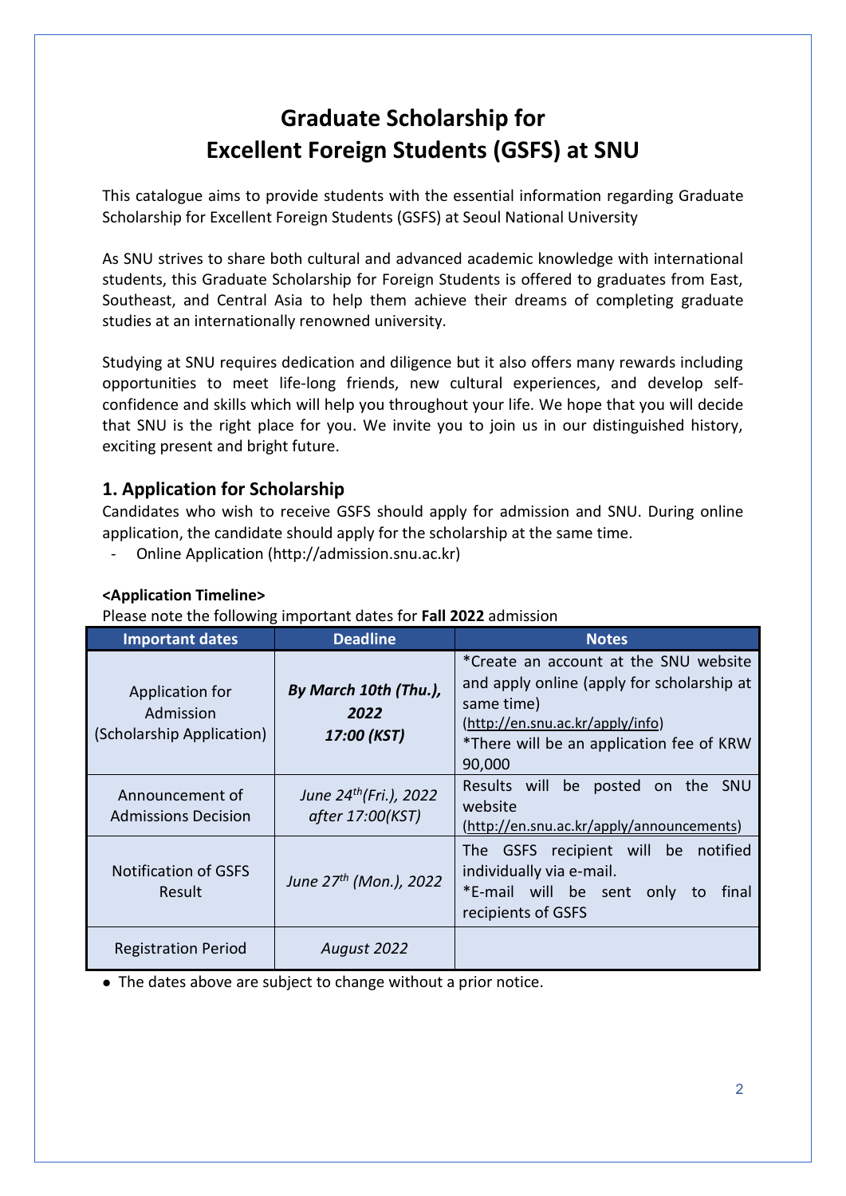# Graduate Scholarship for Excellent Foreign Students (GSFS) at SNU

This catalogue aims to provide students with the essential information regarding Graduate Scholarship for Excellent Foreign Students (GSFS) at Seoul National University

As SNU strives to share both cultural and advanced academic knowledge with international students, this Graduate Scholarship for Foreign Students is offered to graduates from East, Southeast, and Central Asia to help them achieve their dreams of completing graduate studies at an internationally renowned university.

Studying at SNU requires dedication and diligence but it also offers many rewards including opportunities to meet life-long friends, new cultural experiences, and develop self-confidence and skills which will help you throughout your life. We hope that you will decide that SNU is the right place for you. We invite you to join us in our distinguished history, exciting present and bright future.

## 1. Application for Scholarship

Candidates who wish to receive GSFS should apply for admission and SNU. During online application, the candidate should apply for the scholarship at the same time.

- Online Application (http://admission.snu.ac.kr)

**<Application Timeline>**

Please note the following important dates for **Fall 2022** admission

| Important dates | Deadline | Notes |
|---|---|---|
| Application for Admission (Scholarship Application) | ***By March 10th (Thu.), 2022 17:00 (KST)*** | *Create an account at the SNU website and apply online (apply for scholarship at same time) (http://en.snu.ac.kr/apply/info) *There will be an application fee of KRW 90,000 |
| Announcement of Admissions Decision | *June 24th(Fri.), 2022 after 17:00(KST)* | Results will be posted on the SNU website (http://en.snu.ac.kr/apply/announcements) |
| Notification of GSFS Result | *June 27th (Mon.), 2022* | The GSFS recipient will be notified individually via e-mail. *E-mail will be sent only to final recipients of GSFS |
| Registration Period | *August 2022* | |

- The dates above are subject to change without a prior notice.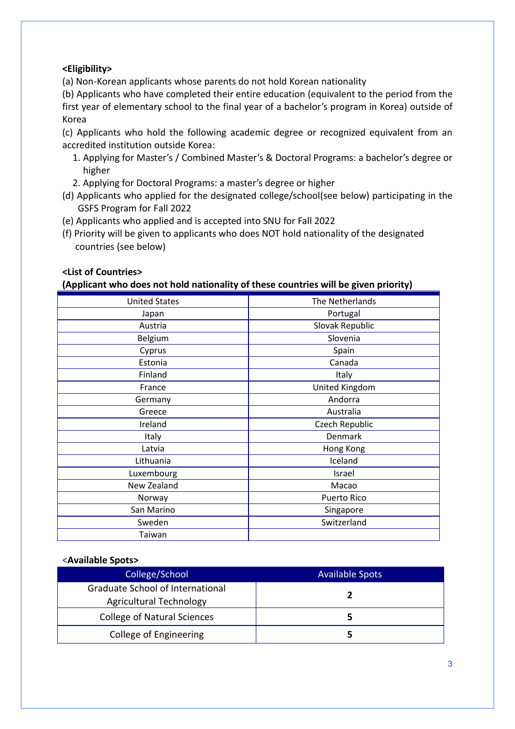**<Eligibility>**

(a) Non-Korean applicants whose parents do not hold Korean nationality

(b) Applicants who have completed their entire education (equivalent to the period from the first year of elementary school to the final year of a bachelor's program in Korea) outside of Korea

(c) Applicants who hold the following academic degree or recognized equivalent from an accredited institution outside Korea:

1. Applying for Master's / Combined Master's & Doctoral Programs: a bachelor's degree or higher
2. Applying for Doctoral Programs: a master's degree or higher

(d) Applicants who applied for the designated college/school(see below) participating in the GSFS Program for Fall 2022

(e) Applicants who applied and is accepted into SNU for Fall 2022

(f) Priority will be given to applicants who does NOT hold nationality of the designated countries (see below)

**<List of Countries>**

**(Applicant who does not hold nationality of these countries will be given priority)**

| | |
|---|---|
| United States | The Netherlands |
| Japan | Portugal |
| Austria | Slovak Republic |
| Belgium | Slovenia |
| Cyprus | Spain |
| Estonia | Canada |
| Finland | Italy |
| France | United Kingdom |
| Germany | Andorra |
| Greece | Australia |
| Ireland | Czech Republic |
| Italy | Denmark |
| Latvia | Hong Kong |
| Lithuania | Iceland |
| Luxembourg | Israel |
| New Zealand | Macao |
| Norway | Puerto Rico |
| San Marino | Singapore |
| Sweden | Switzerland |
| Taiwan | |

**<Available Spots>**

| College/School | Available Spots |
|---|---|
| Graduate School of International Agricultural Technology | **2** |
| College of Natural Sciences | **5** |
| College of Engineering | **5** |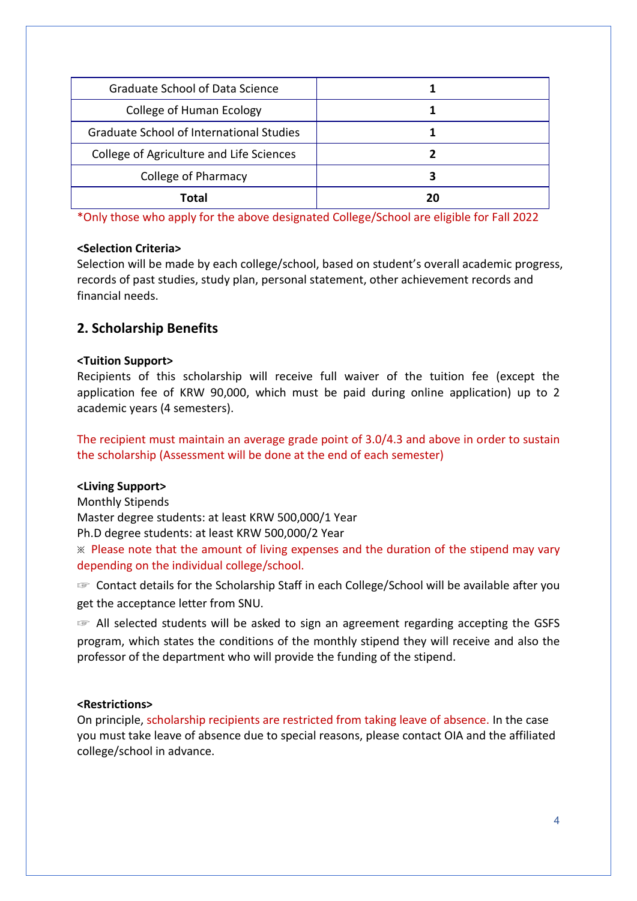| | |
|---|---|
| Graduate School of Data Science | **1** |
| College of Human Ecology | **1** |
| Graduate School of International Studies | **1** |
| College of Agriculture and Life Sciences | **2** |
| College of Pharmacy | **3** |
| **Total** | **20** |

*Only those who apply for the above designated College/School are eligible for Fall 2022

**<Selection Criteria>**

Selection will be made by each college/school, based on student's overall academic progress, records of past studies, study plan, personal statement, other achievement records and financial needs.

## 2. Scholarship Benefits

**<Tuition Support>**

Recipients of this scholarship will receive full waiver of the tuition fee (except the application fee of KRW 90,000, which must be paid during online application) up to 2 academic years (4 semesters).

The recipient must maintain an average grade point of 3.0/4.3 and above in order to sustain the scholarship (Assessment will be done at the end of each semester)

**<Living Support>**

Monthly Stipends

Master degree students: at least KRW 500,000/1 Year

Ph.D degree students: at least KRW 500,000/2 Year

※ Please note that the amount of living expenses and the duration of the stipend may vary depending on the individual college/school.

☞ Contact details for the Scholarship Staff in each College/School will be available after you get the acceptance letter from SNU.

☞ All selected students will be asked to sign an agreement regarding accepting the GSFS program, which states the conditions of the monthly stipend they will receive and also the professor of the department who will provide the funding of the stipend.

**<Restrictions>**

On principle, scholarship recipients are restricted from taking leave of absence. In the case you must take leave of absence due to special reasons, please contact OIA and the affiliated college/school in advance.